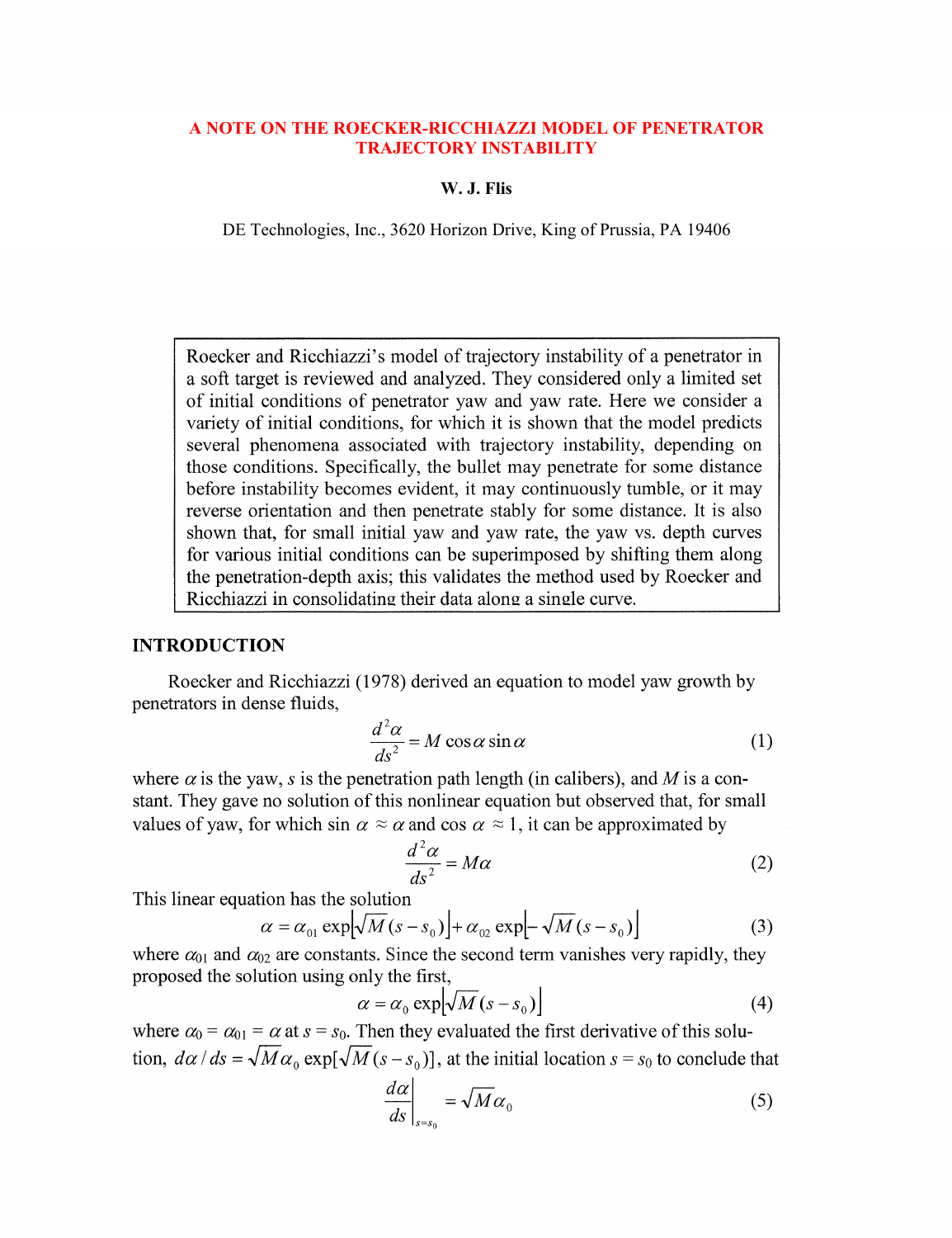# A NOTE ON THE ROECKER-RICCHIAZZI MODEL OF PENETRATOR TRAJECTORY INSTABILITY

**W. J. Flis**

DE Technologies, Inc., 3620 Horizon Drive, King of Prussia, PA 19406

> Roecker and Ricchiazzi's model of trajectory instability of a penetrator in a soft target is reviewed and analyzed. They considered only a limited set of initial conditions of penetrator yaw and yaw rate. Here we consider a variety of initial conditions, for which it is shown that the model predicts several phenomena associated with trajectory instability, depending on those conditions. Specifically, the bullet may penetrate for some distance before instability becomes evident, it may continuously tumble, or it may reverse orientation and then penetrate stably for some distance. It is also shown that, for small initial yaw and yaw rate, the yaw vs. depth curves for various initial conditions can be superimposed by shifting them along the penetration-depth axis; this validates the method used by Roecker and Ricchiazzi in consolidating their data along a single curve.

## INTRODUCTION

Roecker and Ricchiazzi (1978) derived an equation to model yaw growth by penetrators in dense fluids,

$$\frac{d^2\alpha}{ds^2} = M\cos\alpha\sin\alpha \tag{1}$$

where $\alpha$ is the yaw, $s$ is the penetration path length (in calibers), and $M$ is a constant. They gave no solution of this nonlinear equation but observed that, for small values of yaw, for which $\sin\alpha \approx \alpha$ and $\cos\alpha \approx 1$, it can be approximated by

$$\frac{d^2\alpha}{ds^2} = M\alpha \tag{2}$$

This linear equation has the solution

$$\alpha = \alpha_{01}\exp\left[\sqrt{M}(s-s_0)\right] + \alpha_{02}\exp\left[-\sqrt{M}(s-s_0)\right] \tag{3}$$

where $\alpha_{01}$ and $\alpha_{02}$ are constants. Since the second term vanishes very rapidly, they proposed the solution using only the first,

$$\alpha = \alpha_0\exp\left[\sqrt{M}(s-s_0)\right] \tag{4}$$

where $\alpha_0 = \alpha_{01} = \alpha$ at $s = s_0$. Then they evaluated the first derivative of this solution, $d\alpha/ds = \sqrt{M}\alpha_0\exp[\sqrt{M}(s-s_0)]$, at the initial location $s = s_0$ to conclude that

$$\left.\frac{d\alpha}{ds}\right|_{s=s_0} = \sqrt{M}\alpha_0 \tag{5}$$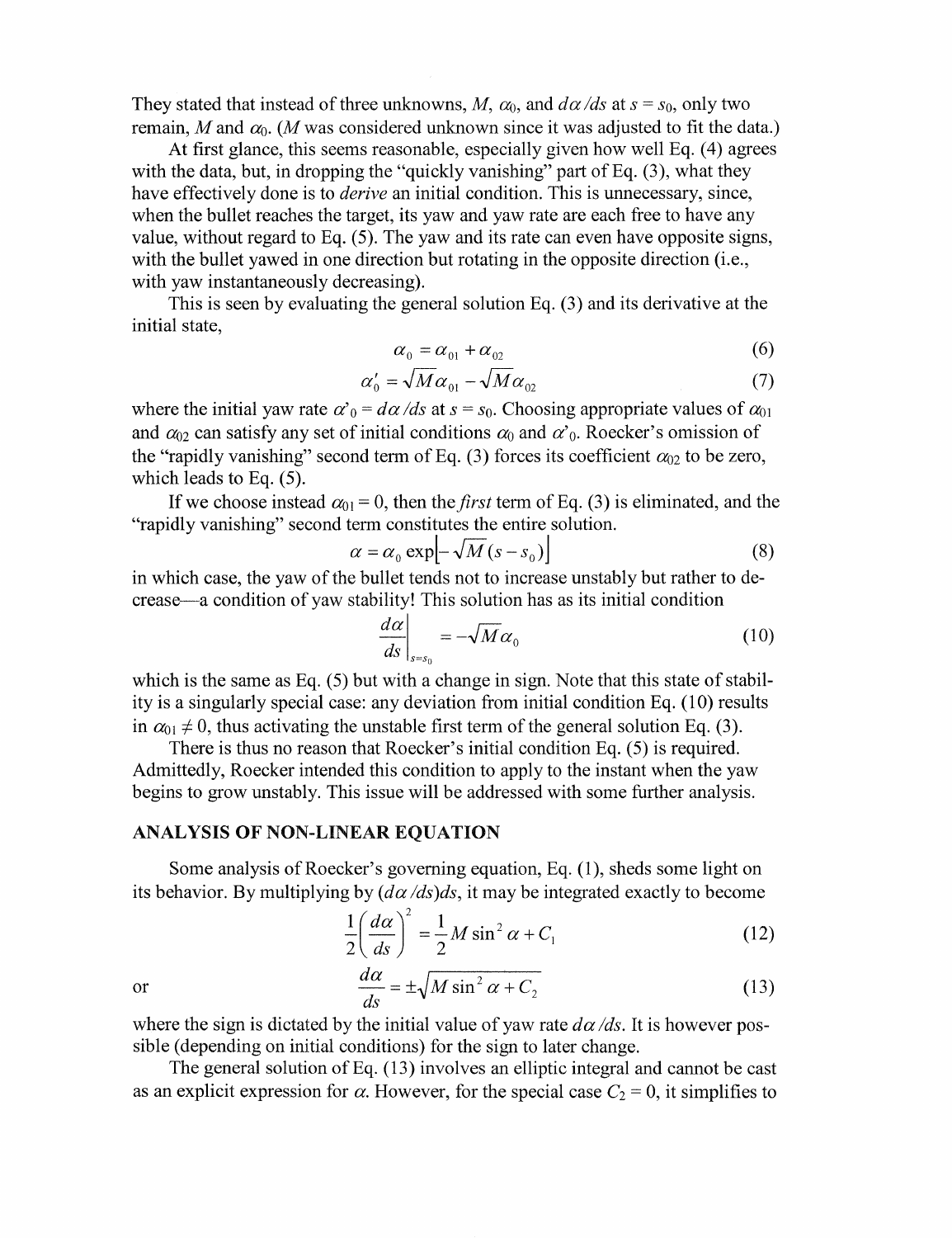They stated that instead of three unknowns, $M$, $\alpha_0$, and $d\alpha/ds$ at $s = s_0$, only two remain, $M$ and $\alpha_0$. ($M$ was considered unknown since it was adjusted to fit the data.)

At first glance, this seems reasonable, especially given how well Eq. (4) agrees with the data, but, in dropping the "quickly vanishing" part of Eq. (3), what they have effectively done is to *derive* an initial condition. This is unnecessary, since, when the bullet reaches the target, its yaw and yaw rate are each free to have any value, without regard to Eq. (5). The yaw and its rate can even have opposite signs, with the bullet yawed in one direction but rotating in the opposite direction (i.e., with yaw instantaneously decreasing).

This is seen by evaluating the general solution Eq. (3) and its derivative at the initial state,

$$\alpha_0 = \alpha_{01} + \alpha_{02} \tag{6}$$

$$\alpha'_0 = \sqrt{M}\alpha_{01} - \sqrt{M}\alpha_{02} \tag{7}$$

where the initial yaw rate $\alpha'_0 = d\alpha/ds$ at $s = s_0$. Choosing appropriate values of $\alpha_{01}$ and $\alpha_{02}$ can satisfy any set of initial conditions $\alpha_0$ and $\alpha'_0$. Roecker's omission of the "rapidly vanishing" second term of Eq. (3) forces its coefficient $\alpha_{02}$ to be zero, which leads to Eq. (5).

If we choose instead $\alpha_{01} = 0$, then the *first* term of Eq. (3) is eliminated, and the "rapidly vanishing" second term constitutes the entire solution.

$$\alpha = \alpha_0 \exp\left[-\sqrt{M}(s - s_0)\right] \tag{8}$$

in which case, the yaw of the bullet tends not to increase unstably but rather to decrease—a condition of yaw stability! This solution has as its initial condition

$$\left.\frac{d\alpha}{ds}\right|_{s=s_0} = -\sqrt{M}\alpha_0 \tag{10}$$

which is the same as Eq. (5) but with a change in sign. Note that this state of stability is a singularly special case: any deviation from initial condition Eq. (10) results in $\alpha_{01} \neq 0$, thus activating the unstable first term of the general solution Eq. (3).

There is thus no reason that Roecker's initial condition Eq. (5) is required. Admittedly, Roecker intended this condition to apply to the instant when the yaw begins to grow unstably. This issue will be addressed with some further analysis.

## ANALYSIS OF NON-LINEAR EQUATION

Some analysis of Roecker's governing equation, Eq. (1), sheds some light on its behavior. By multiplying by $(d\alpha/ds)ds$, it may be integrated exactly to become

$$\frac{1}{2}\left(\frac{d\alpha}{ds}\right)^2 = \frac{1}{2}M\sin^2\alpha + C_1 \tag{12}$$

or

$$\frac{d\alpha}{ds} = \pm\sqrt{M\sin^2\alpha + C_2} \tag{13}$$

where the sign is dictated by the initial value of yaw rate $d\alpha/ds$. It is however possible (depending on initial conditions) for the sign to later change.

The general solution of Eq. (13) involves an elliptic integral and cannot be cast as an explicit expression for $\alpha$. However, for the special case $C_2 = 0$, it simplifies to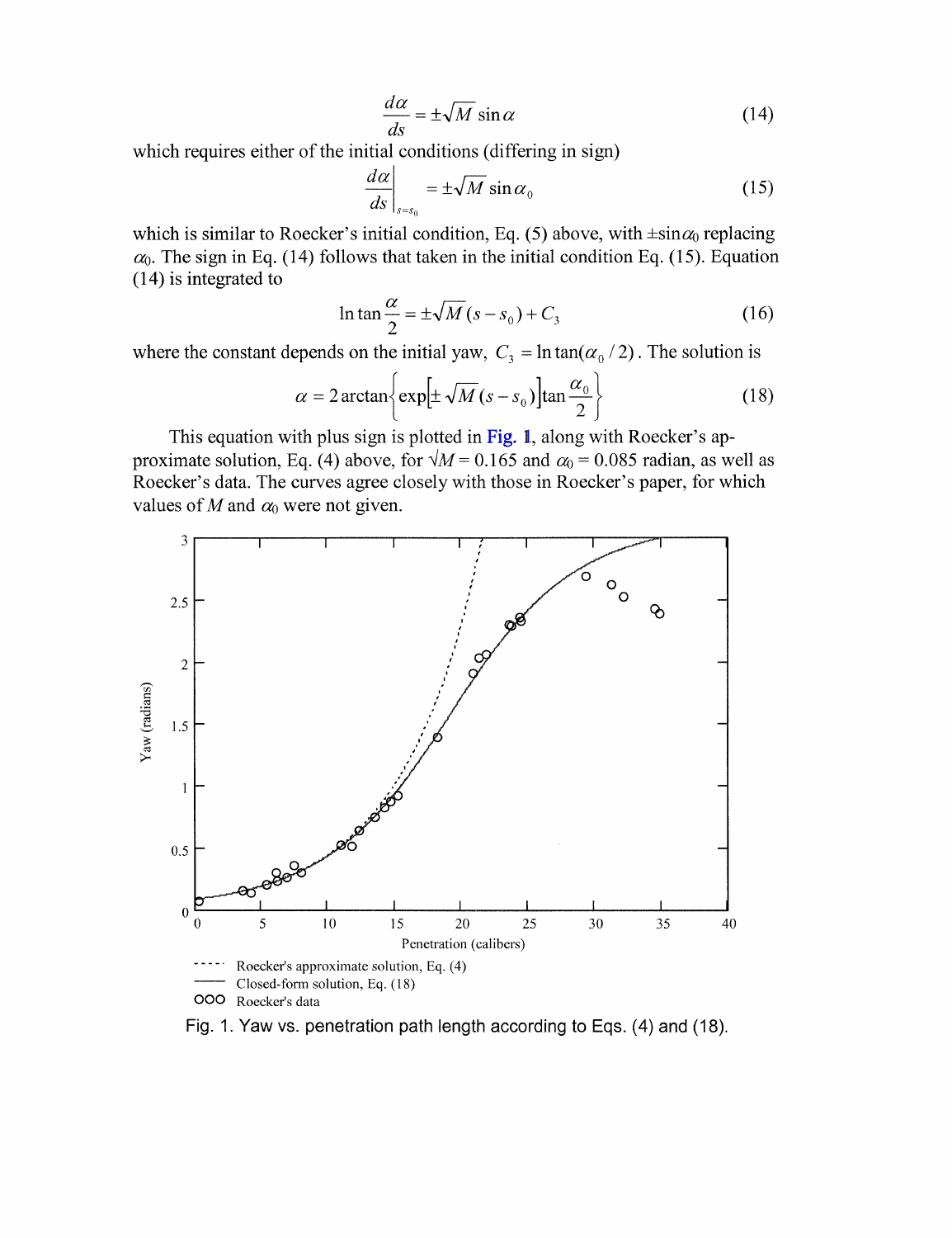$$\frac{d\alpha}{ds} = \pm\sqrt{M}\,\sin\alpha \tag{14}$$

which requires either of the initial conditions (differing in sign)

$$\left.\frac{d\alpha}{ds}\right|_{s=s_0} = \pm\sqrt{M}\,\sin\alpha_0 \tag{15}$$

which is similar to Roecker's initial condition, Eq. (5) above, with $\pm\sin\alpha_0$ replacing $\alpha_0$. The sign in Eq. (14) follows that taken in the initial condition Eq. (15). Equation (14) is integrated to

$$\ln\tan\frac{\alpha}{2} = \pm\sqrt{M}\,(s - s_0) + C_3 \tag{16}$$

where the constant depends on the initial yaw, $C_3 = \ln\tan(\alpha_0/2)$. The solution is

$$\alpha = 2\arctan\left\{\exp\left[\pm\sqrt{M}\,(s - s_0)\right]\tan\frac{\alpha_0}{2}\right\} \tag{18}$$

This equation with plus sign is plotted in Fig. 1, along with Roecker's approximate solution, Eq. (4) above, for $\sqrt{M} = 0.165$ and $\alpha_0 = 0.085$ radian, as well as Roecker's data. The curves agree closely with those in Roecker's paper, for which values of $M$ and $\alpha_0$ were not given.

Fig. 1. Yaw vs. penetration path length according to Eqs. (4) and (18).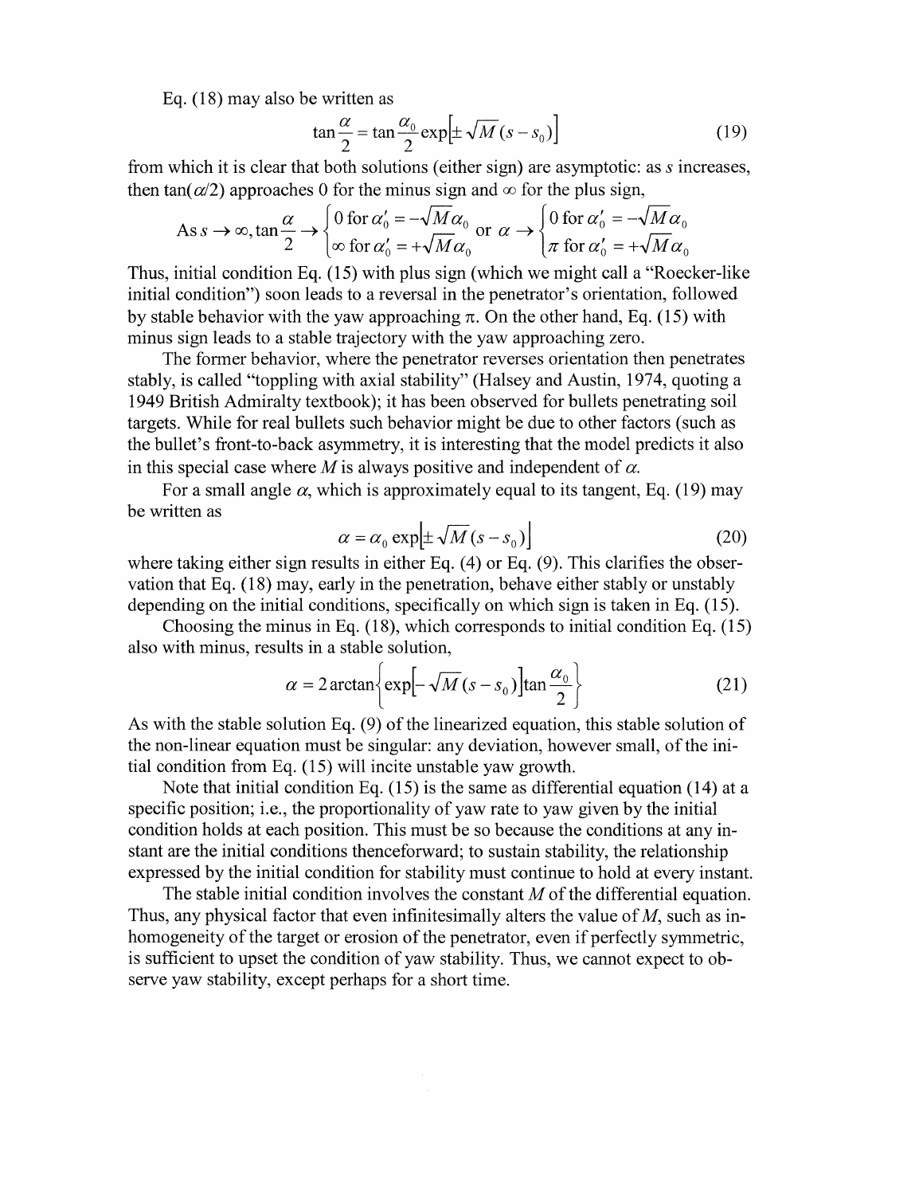Eq. (18) may also be written as

$$\tan\frac{\alpha}{2} = \tan\frac{\alpha_0}{2}\exp\left[\pm\sqrt{M}(s - s_0)\right] \tag{19}$$

from which it is clear that both solutions (either sign) are asymptotic: as $s$ increases, then $\tan(\alpha/2)$ approaches 0 for the minus sign and $\infty$ for the plus sign,

$$\text{As } s \to \infty, \tan\frac{\alpha}{2} \to \begin{cases} 0 \text{ for } \alpha_0' = -\sqrt{M}\alpha_0 \\ \infty \text{ for } \alpha_0' = +\sqrt{M}\alpha_0 \end{cases} \text{ or } \alpha \to \begin{cases} 0 \text{ for } \alpha_0' = -\sqrt{M}\alpha_0 \\ \pi \text{ for } \alpha_0' = +\sqrt{M}\alpha_0 \end{cases}$$

Thus, initial condition Eq. (15) with plus sign (which we might call a "Roecker-like initial condition") soon leads to a reversal in the penetrator's orientation, followed by stable behavior with the yaw approaching $\pi$. On the other hand, Eq. (15) with minus sign leads to a stable trajectory with the yaw approaching zero.

The former behavior, where the penetrator reverses orientation then penetrates stably, is called "toppling with axial stability" (Halsey and Austin, 1974, quoting a 1949 British Admiralty textbook); it has been observed for bullets penetrating soil targets. While for real bullets such behavior might be due to other factors (such as the bullet's front-to-back asymmetry, it is interesting that the model predicts it also in this special case where $M$ is always positive and independent of $\alpha$.

For a small angle $\alpha$, which is approximately equal to its tangent, Eq. (19) may be written as

$$\alpha = \alpha_0 \exp\left[\pm\sqrt{M}(s - s_0)\right] \tag{20}$$

where taking either sign results in either Eq. (4) or Eq. (9). This clarifies the observation that Eq. (18) may, early in the penetration, behave either stably or unstably depending on the initial conditions, specifically on which sign is taken in Eq. (15).

Choosing the minus in Eq. (18), which corresponds to initial condition Eq. (15) also with minus, results in a stable solution,

$$\alpha = 2\arctan\left\{\exp\left[-\sqrt{M}(s - s_0)\right]\tan\frac{\alpha_0}{2}\right\} \tag{21}$$

As with the stable solution Eq. (9) of the linearized equation, this stable solution of the non-linear equation must be singular: any deviation, however small, of the initial condition from Eq. (15) will incite unstable yaw growth.

Note that initial condition Eq. (15) is the same as differential equation (14) at a specific position; i.e., the proportionality of yaw rate to yaw given by the initial condition holds at each position. This must be so because the conditions at any instant are the initial conditions thenceforward; to sustain stability, the relationship expressed by the initial condition for stability must continue to hold at every instant.

The stable initial condition involves the constant $M$ of the differential equation. Thus, any physical factor that even infinitesimally alters the value of $M$, such as inhomogeneity of the target or erosion of the penetrator, even if perfectly symmetric, is sufficient to upset the condition of yaw stability. Thus, we cannot expect to observe yaw stability, except perhaps for a short time.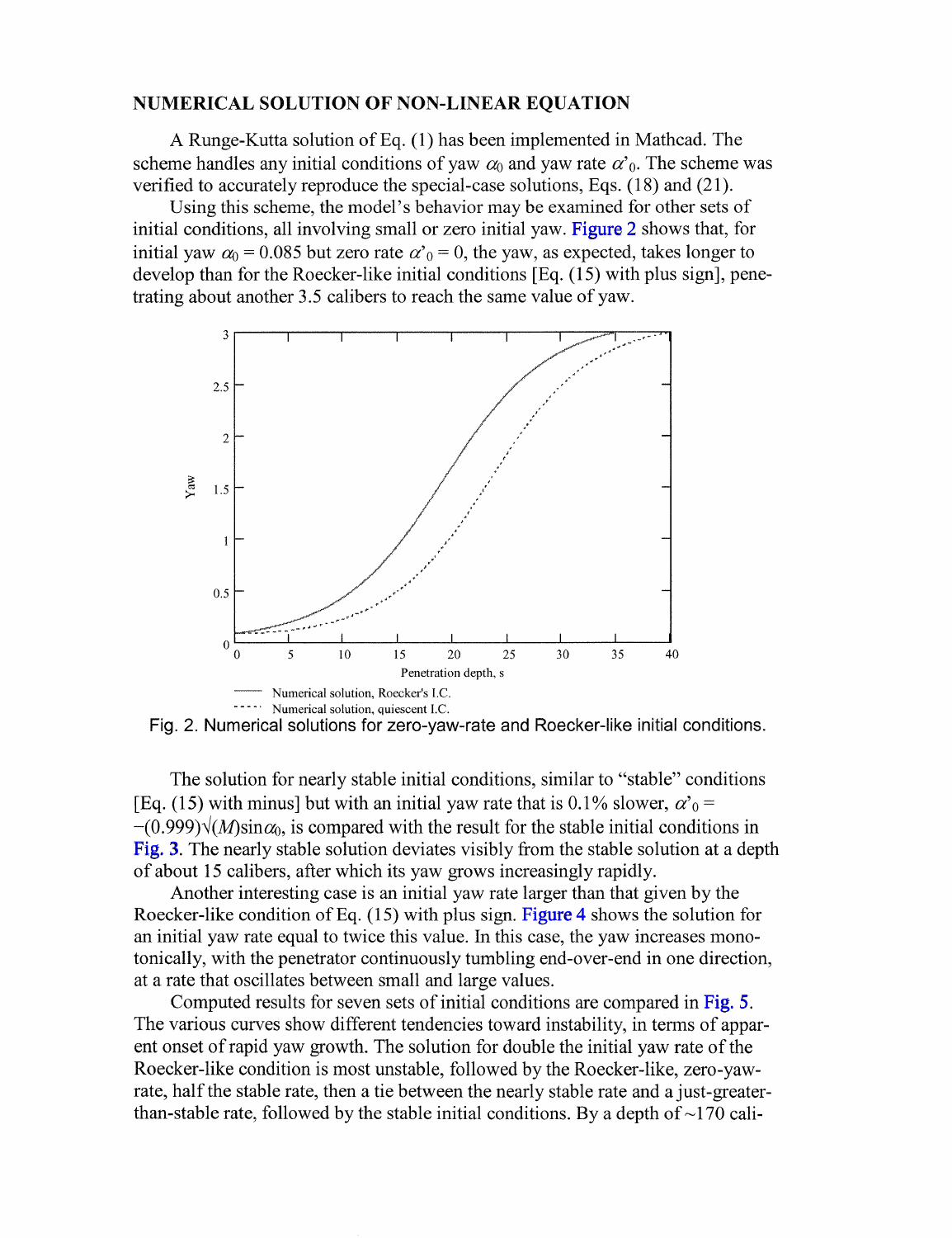## NUMERICAL SOLUTION OF NON-LINEAR EQUATION

A Runge-Kutta solution of Eq. (1) has been implemented in Mathcad. The scheme handles any initial conditions of yaw $\alpha_0$ and yaw rate $\alpha'_0$. The scheme was verified to accurately reproduce the special-case solutions, Eqs. (18) and (21).

Using this scheme, the model's behavior may be examined for other sets of initial conditions, all involving small or zero initial yaw. Figure 2 shows that, for initial yaw $\alpha_0 = 0.085$ but zero rate $\alpha'_0 = 0$, the yaw, as expected, takes longer to develop than for the Roecker-like initial conditions [Eq. (15) with plus sign], penetrating about another 3.5 calibers to reach the same value of yaw.

Fig. 2. Numerical solutions for zero-yaw-rate and Roecker-like initial conditions.

The solution for nearly stable initial conditions, similar to "stable" conditions [Eq. (15) with minus] but with an initial yaw rate that is 0.1% slower, $\alpha'_0 = -(0.999)\sqrt{(M)}\sin\alpha_0$, is compared with the result for the stable initial conditions in Fig. 3. The nearly stable solution deviates visibly from the stable solution at a depth of about 15 calibers, after which its yaw grows increasingly rapidly.

Another interesting case is an initial yaw rate larger than that given by the Roecker-like condition of Eq. (15) with plus sign. Figure 4 shows the solution for an initial yaw rate equal to twice this value. In this case, the yaw increases monotonically, with the penetrator continuously tumbling end-over-end in one direction, at a rate that oscillates between small and large values.

Computed results for seven sets of initial conditions are compared in Fig. 5. The various curves show different tendencies toward instability, in terms of apparent onset of rapid yaw growth. The solution for double the initial yaw rate of the Roecker-like condition is most unstable, followed by the Roecker-like, zero-yaw-rate, half the stable rate, then a tie between the nearly stable rate and a just-greater-than-stable rate, followed by the stable initial conditions. By a depth of ~170 cali-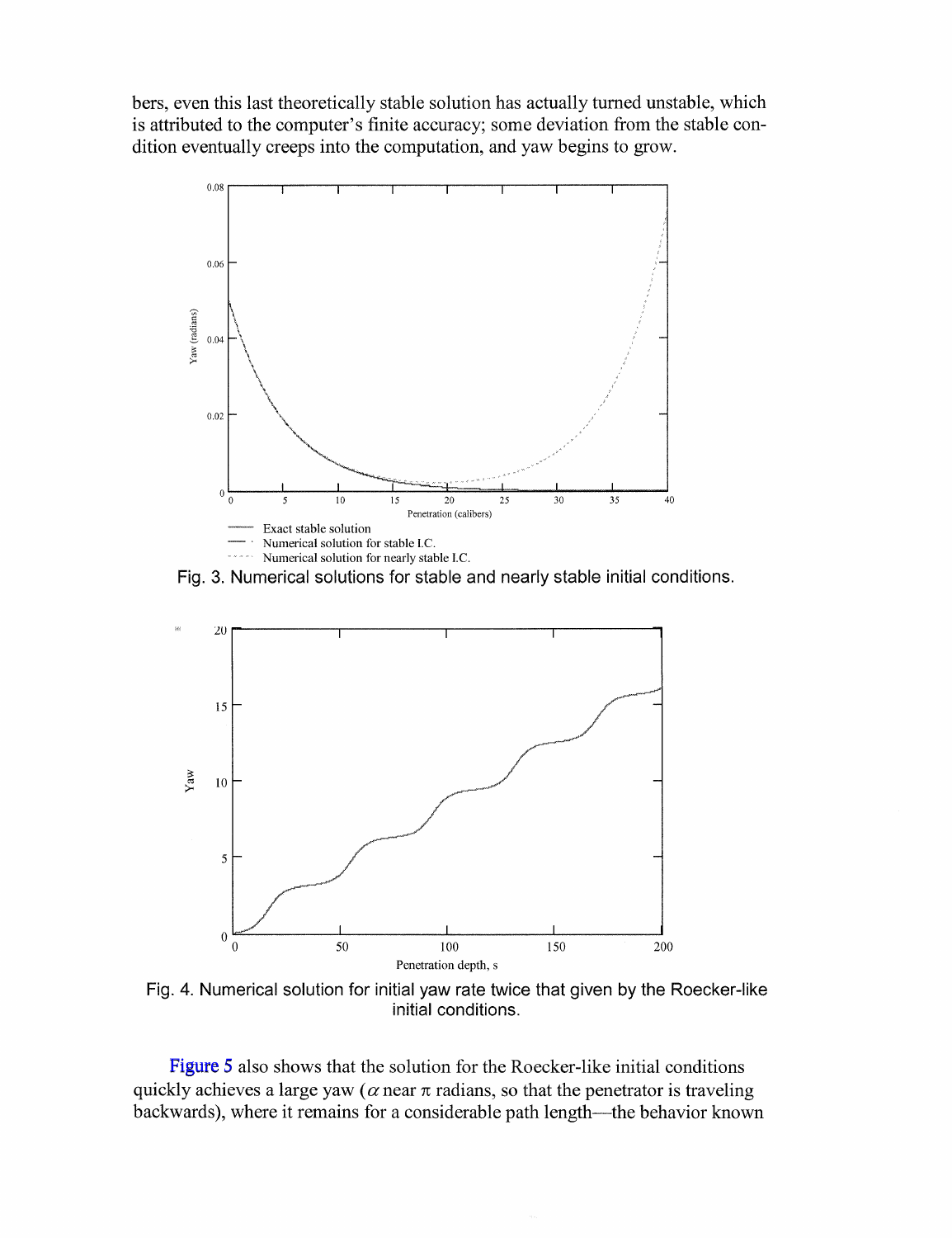bers, even this last theoretically stable solution has actually turned unstable, which is attributed to the computer's finite accuracy; some deviation from the stable condition eventually creeps into the computation, and yaw begins to grow.

Fig. 3. Numerical solutions for stable and nearly stable initial conditions.

Fig. 4. Numerical solution for initial yaw rate twice that given by the Roecker-like initial conditions.

Figure 5 also shows that the solution for the Roecker-like initial conditions quickly achieves a large yaw ($\alpha$ near $\pi$ radians, so that the penetrator is traveling backwards), where it remains for a considerable path length—the behavior known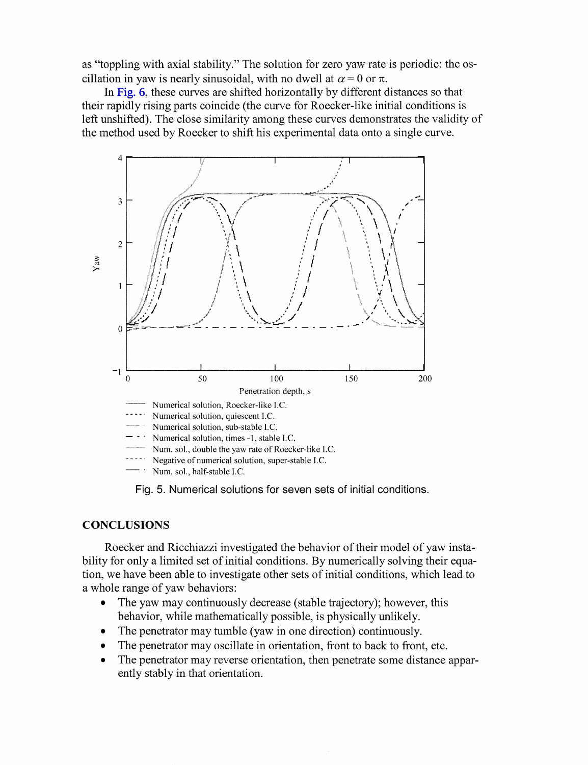as “toppling with axial stability.” The solution for zero yaw rate is periodic: the oscillation in yaw is nearly sinusoidal, with no dwell at $\alpha = 0$ or $\pi$.

In Fig. 6, these curves are shifted horizontally by different distances so that their rapidly rising parts coincide (the curve for Roecker-like initial conditions is left unshifted). The close similarity among these curves demonstrates the validity of the method used by Roecker to shift his experimental data onto a single curve.

Fig. 5. Numerical solutions for seven sets of initial conditions.

## CONCLUSIONS

Roecker and Ricchiazzi investigated the behavior of their model of yaw instability for only a limited set of initial conditions. By numerically solving their equation, we have been able to investigate other sets of initial conditions, which lead to a whole range of yaw behaviors:

- The yaw may continuously decrease (stable trajectory); however, this behavior, while mathematically possible, is physically unlikely.
- The penetrator may tumble (yaw in one direction) continuously.
- The penetrator may oscillate in orientation, front to back to front, etc.
- The penetrator may reverse orientation, then penetrate some distance apparently stably in that orientation.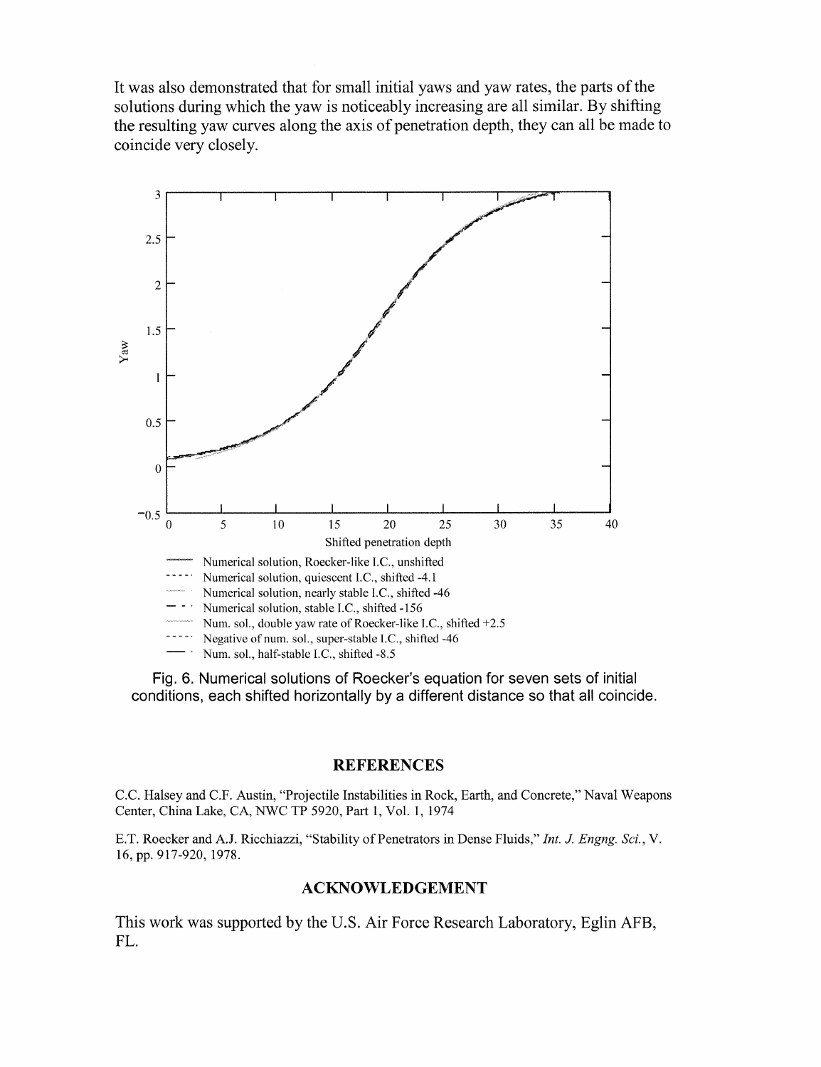It was also demonstrated that for small initial yaws and yaw rates, the parts of the solutions during which the yaw is noticeably increasing are all similar. By shifting the resulting yaw curves along the axis of penetration depth, they can all be made to coincide very closely.

3
2.5
2
1.5
1
0.5
0
−0.5

Yaw

0 5 10 15 20 25 30 35 40

Shifted penetration depth

Numerical solution, Roecker-like I.C., unshifted
Numerical solution, quiescent I.C., shifted -4.1
Numerical solution, nearly stable I.C., shifted -46
Numerical solution, stable I.C., shifted -156
Num. sol., double yaw rate of Roecker-like I.C., shifted +2.5
Negative of num. sol., super-stable I.C., shifted -46
Num. sol., half-stable I.C., shifted -8.5

Fig. 6. Numerical solutions of Roecker's equation for seven sets of initial conditions, each shifted horizontally by a different distance so that all coincide.

## REFERENCES

C.C. Halsey and C.F. Austin, "Projectile Instabilities in Rock, Earth, and Concrete," Naval Weapons Center, China Lake, CA, NWC TP 5920, Part 1, Vol. 1, 1974

E.T. Roecker and A.J. Ricchiazzi, "Stability of Penetrators in Dense Fluids," *Int. J. Engng. Sci.*, V. 16, pp. 917-920, 1978.

## ACKNOWLEDGEMENT

This work was supported by the U.S. Air Force Research Laboratory, Eglin AFB, FL.